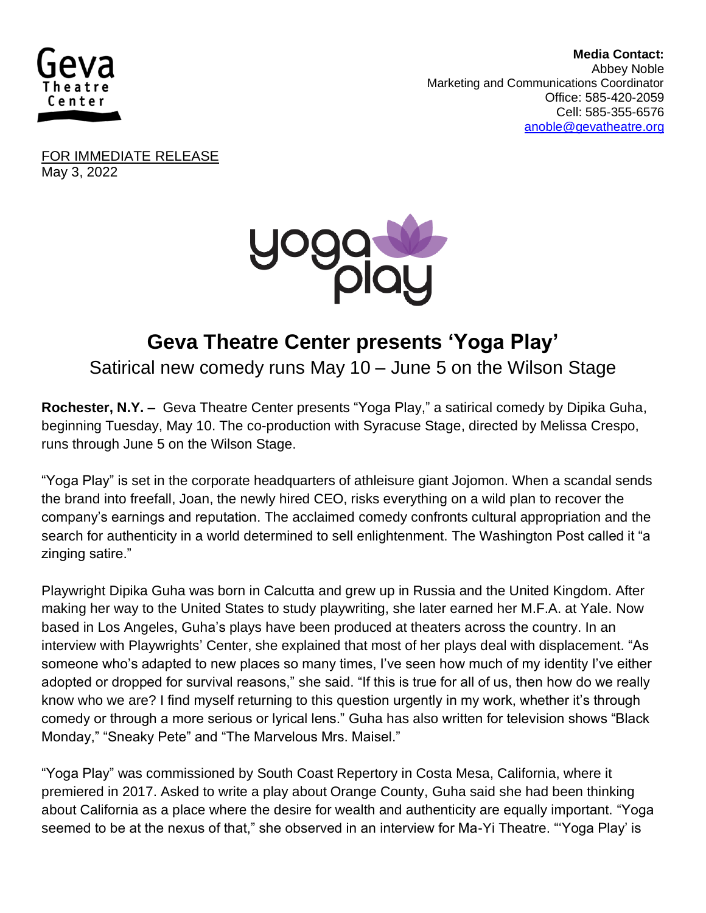**Media Contact:**
Abbey Noble
Marketing and Communications Coordinator
Office: 585-420-2059
Cell: 585-355-6576
anoble@gevatheatre.org

FOR IMMEDIATE RELEASE
May 3, 2022

# Geva Theatre Center presents 'Yoga Play'

## Satirical new comedy runs May 10 – June 5 on the Wilson Stage

**Rochester, N.Y. –** Geva Theatre Center presents "Yoga Play," a satirical comedy by Dipika Guha, beginning Tuesday, May 10. The co-production with Syracuse Stage, directed by Melissa Crespo, runs through June 5 on the Wilson Stage.

"Yoga Play" is set in the corporate headquarters of athleisure giant Jojomon. When a scandal sends the brand into freefall, Joan, the newly hired CEO, risks everything on a wild plan to recover the company's earnings and reputation. The acclaimed comedy confronts cultural appropriation and the search for authenticity in a world determined to sell enlightenment. The Washington Post called it "a zinging satire."

Playwright Dipika Guha was born in Calcutta and grew up in Russia and the United Kingdom. After making her way to the United States to study playwriting, she later earned her M.F.A. at Yale. Now based in Los Angeles, Guha's plays have been produced at theaters across the country. In an interview with Playwrights' Center, she explained that most of her plays deal with displacement. "As someone who's adapted to new places so many times, I've seen how much of my identity I've either adopted or dropped for survival reasons," she said. "If this is true for all of us, then how do we really know who we are? I find myself returning to this question urgently in my work, whether it's through comedy or through a more serious or lyrical lens." Guha has also written for television shows "Black Monday," "Sneaky Pete" and "The Marvelous Mrs. Maisel."

"Yoga Play" was commissioned by South Coast Repertory in Costa Mesa, California, where it premiered in 2017. Asked to write a play about Orange County, Guha said she had been thinking about California as a place where the desire for wealth and authenticity are equally important. "Yoga seemed to be at the nexus of that," she observed in an interview for Ma-Yi Theatre. "'Yoga Play' is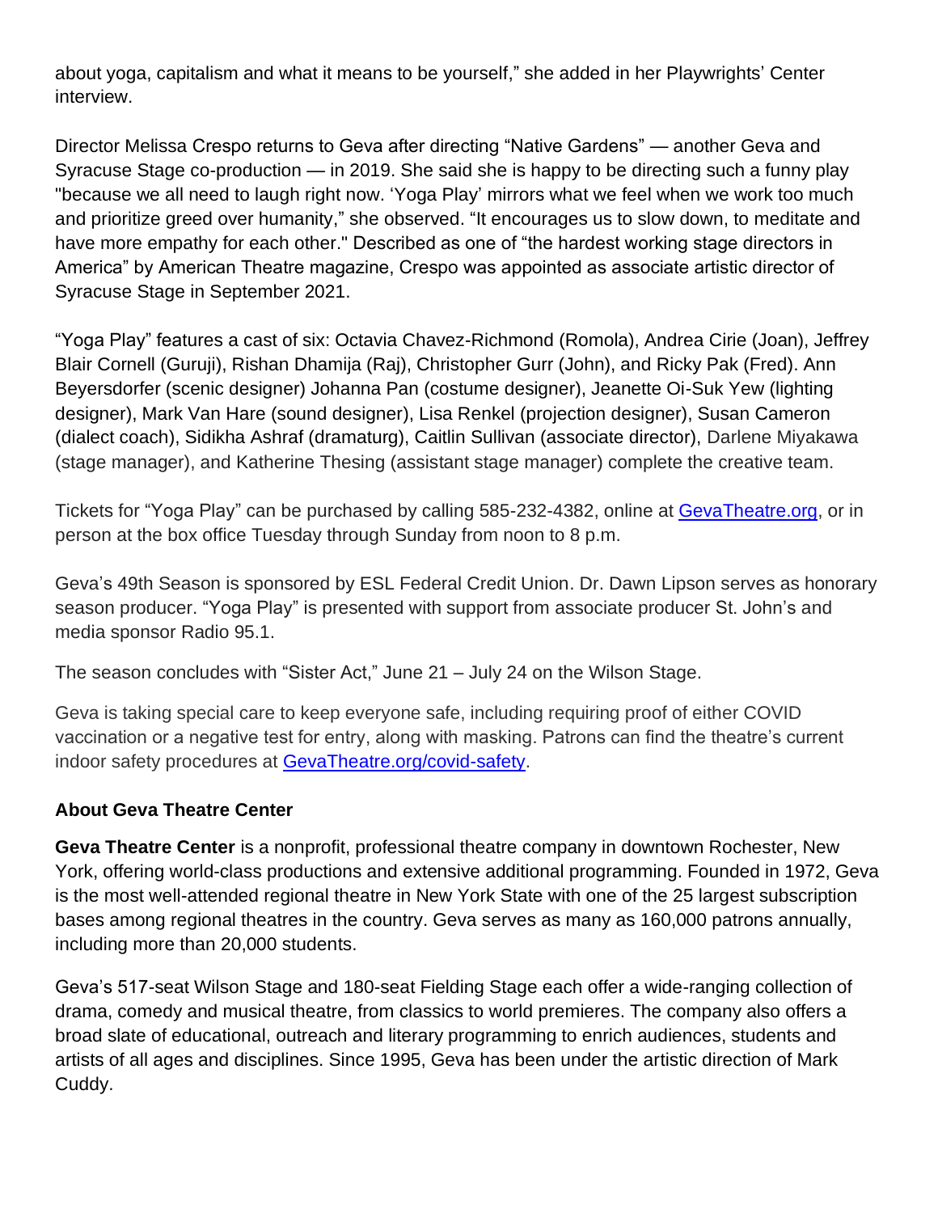about yoga, capitalism and what it means to be yourself," she added in her Playwrights' Center interview.

Director Melissa Crespo returns to Geva after directing "Native Gardens" — another Geva and Syracuse Stage co-production — in 2019. She said she is happy to be directing such a funny play "because we all need to laugh right now. 'Yoga Play' mirrors what we feel when we work too much and prioritize greed over humanity," she observed. "It encourages us to slow down, to meditate and have more empathy for each other." Described as one of "the hardest working stage directors in America" by American Theatre magazine, Crespo was appointed as associate artistic director of Syracuse Stage in September 2021.

"Yoga Play" features a cast of six: Octavia Chavez-Richmond (Romola), Andrea Cirie (Joan), Jeffrey Blair Cornell (Guruji), Rishan Dhamija (Raj), Christopher Gurr (John), and Ricky Pak (Fred). Ann Beyersdorfer (scenic designer) Johanna Pan (costume designer), Jeanette Oi-Suk Yew (lighting designer), Mark Van Hare (sound designer), Lisa Renkel (projection designer), Susan Cameron (dialect coach), Sidikha Ashraf (dramaturg), Caitlin Sullivan (associate director), Darlene Miyakawa (stage manager), and Katherine Thesing (assistant stage manager) complete the creative team.

Tickets for "Yoga Play" can be purchased by calling 585-232-4382, online at [GevaTheatre.org](GevaTheatre.org), or in person at the box office Tuesday through Sunday from noon to 8 p.m.

Geva's 49th Season is sponsored by ESL Federal Credit Union. Dr. Dawn Lipson serves as honorary season producer. "Yoga Play" is presented with support from associate producer St. John's and media sponsor Radio 95.1.

The season concludes with "Sister Act," June 21 – July 24 on the Wilson Stage.

Geva is taking special care to keep everyone safe, including requiring proof of either COVID vaccination or a negative test for entry, along with masking. Patrons can find the theatre's current indoor safety procedures at [GevaTheatre.org/covid-safety](GevaTheatre.org/covid-safety).

### About Geva Theatre Center

**Geva Theatre Center** is a nonprofit, professional theatre company in downtown Rochester, New York, offering world-class productions and extensive additional programming. Founded in 1972, Geva is the most well-attended regional theatre in New York State with one of the 25 largest subscription bases among regional theatres in the country. Geva serves as many as 160,000 patrons annually, including more than 20,000 students.

Geva's 517-seat Wilson Stage and 180-seat Fielding Stage each offer a wide-ranging collection of drama, comedy and musical theatre, from classics to world premieres. The company also offers a broad slate of educational, outreach and literary programming to enrich audiences, students and artists of all ages and disciplines. Since 1995, Geva has been under the artistic direction of Mark Cuddy.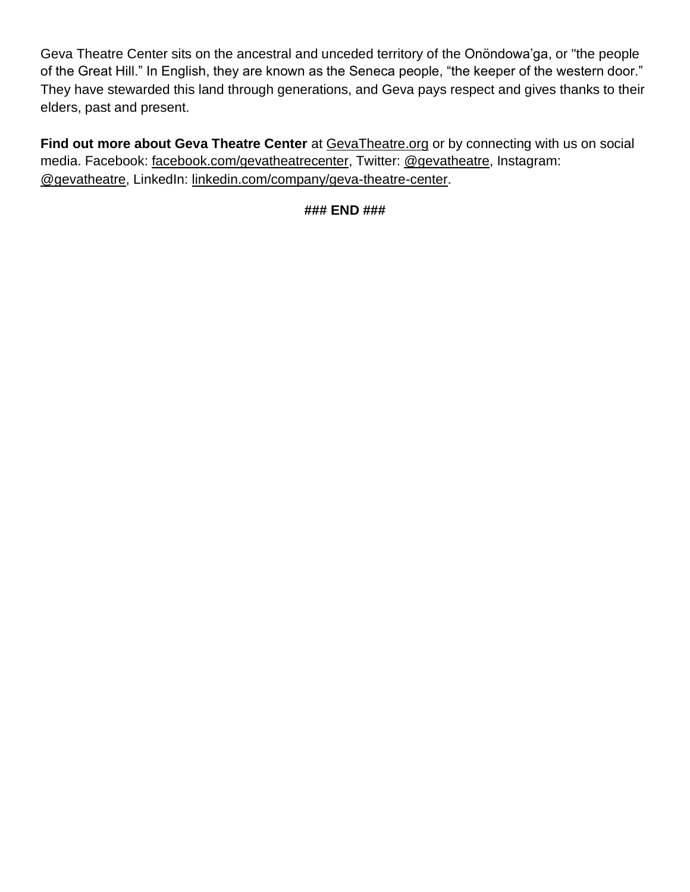Geva Theatre Center sits on the ancestral and unceded territory of the Onöndowa'ga, or "the people of the Great Hill." In English, they are known as the Seneca people, "the keeper of the western door." They have stewarded this land through generations, and Geva pays respect and gives thanks to their elders, past and present.

**Find out more about Geva Theatre Center** at GevaTheatre.org or by connecting with us on social media. Facebook: facebook.com/gevatheatrecenter, Twitter: @gevatheatre, Instagram: @gevatheatre, LinkedIn: linkedin.com/company/geva-theatre-center.

**### END ###**